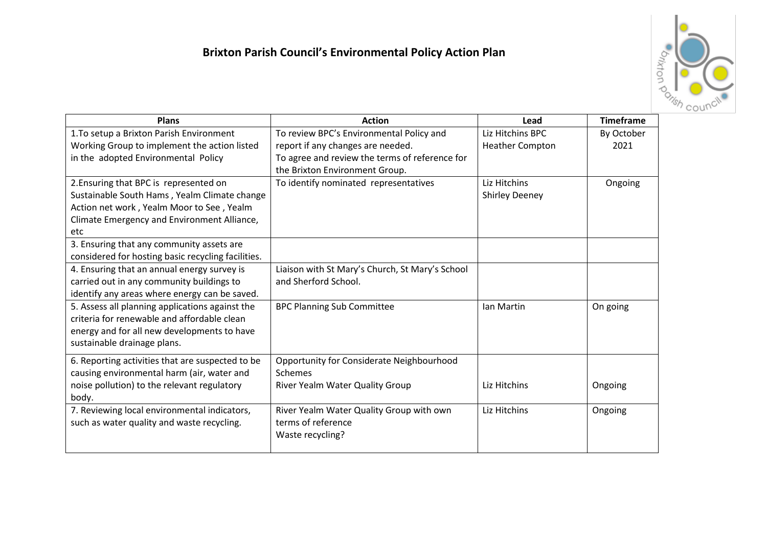# Brixton Parish Council's Environmental Policy Action Plan

| Plans | Action | Lead | Timeframe |
|---|---|---|---|
| 1.To setup a Brixton Parish Environment Working Group to implement the action listed in the adopted Environmental Policy | To review BPC's Environmental Policy and report if any changes are needed.<br>To agree and review the terms of reference for the Brixton Environment Group. | Liz Hitchins BPC<br>Heather Compton | By October 2021 |
| 2.Ensuring that BPC is represented on Sustainable South Hams , Yealm Climate change Action net work , Yealm Moor to See , Yealm Climate Emergency and Environment Alliance, etc | To identify nominated representatives | Liz Hitchins<br>Shirley Deeney | Ongoing |
| 3. Ensuring that any community assets are considered for hosting basic recycling facilities. | | | |
| 4. Ensuring that an annual energy survey is carried out in any community buildings to identify any areas where energy can be saved. | Liaison with St Mary's Church, St Mary's School and Sherford School. | | |
| 5. Assess all planning applications against the criteria for renewable and affordable clean energy and for all new developments to have sustainable drainage plans. | BPC Planning Sub Committee | Ian Martin | On going |
| 6. Reporting activities that are suspected to be causing environmental harm (air, water and noise pollution) to the relevant regulatory body. | Opportunity for Considerate Neighbourhood Schemes<br>River Yealm Water Quality Group | Liz Hitchins | Ongoing |
| 7. Reviewing local environmental indicators, such as water quality and waste recycling. | River Yealm Water Quality Group with own terms of reference<br>Waste recycling? | Liz Hitchins | Ongoing |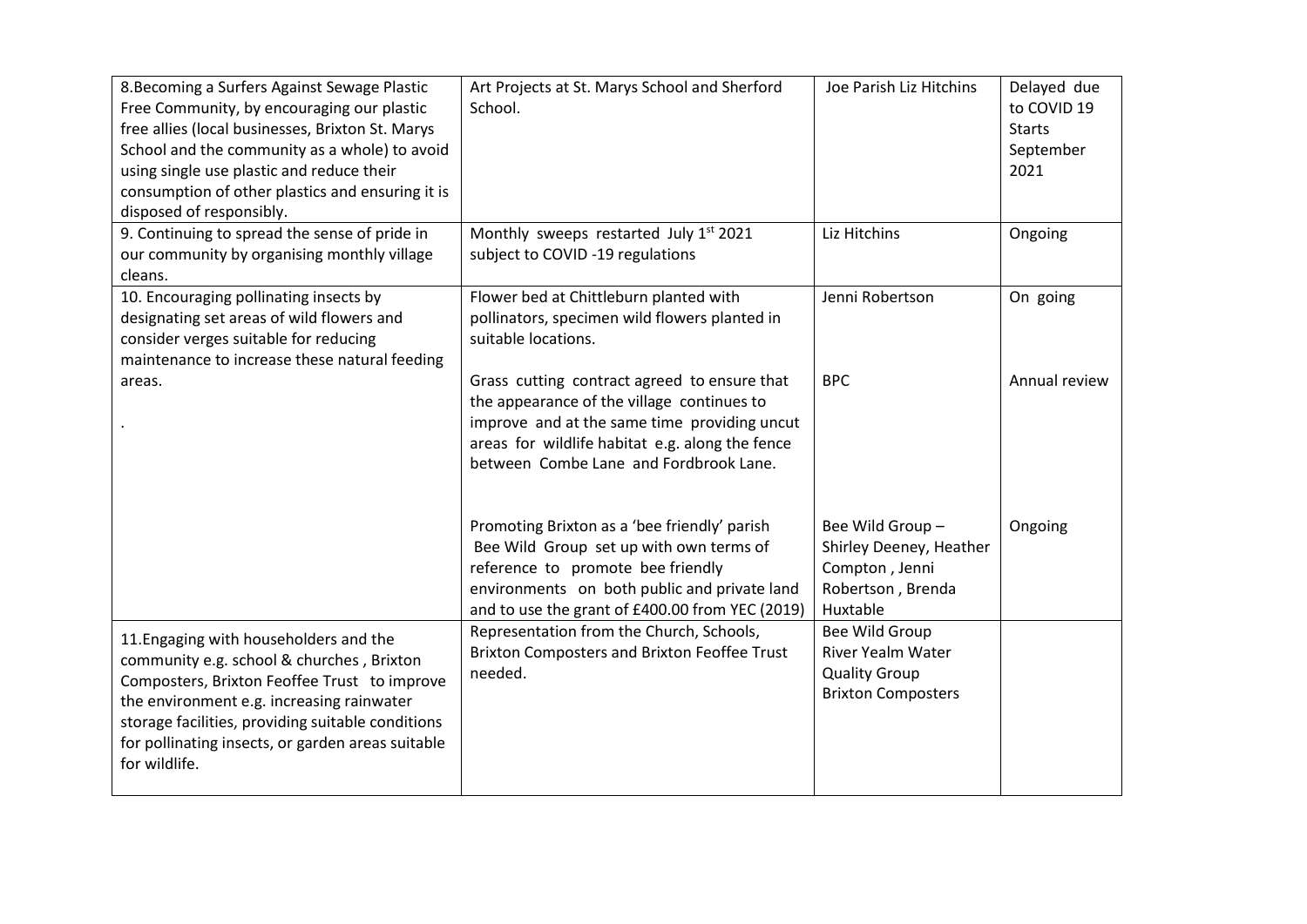| | | | |
|---|---|---|---|
| 8.Becoming a Surfers Against Sewage Plastic Free Community, by encouraging our plastic free allies (local businesses, Brixton St. Marys School and the community as a whole) to avoid using single use plastic and reduce their consumption of other plastics and ensuring it is disposed of responsibly. | Art Projects at St. Marys School and Sherford School. | Joe Parish Liz Hitchins | Delayed due to COVID 19 Starts September 2021 |
| 9. Continuing to spread the sense of pride in our community by organising monthly village cleans. | Monthly sweeps restarted July 1st 2021 subject to COVID -19 regulations | Liz Hitchins | Ongoing |
| 10. Encouraging pollinating insects by designating set areas of wild flowers and consider verges suitable for reducing maintenance to increase these natural feeding areas.<br><br>. | Flower bed at Chittleburn planted with pollinators, specimen wild flowers planted in suitable locations. | Jenni Robertson | On going |
| | Grass cutting contract agreed to ensure that the appearance of the village continues to improve and at the same time providing uncut areas for wildlife habitat e.g. along the fence between Combe Lane and Fordbrook Lane. | BPC | Annual review |
| | Promoting Brixton as a 'bee friendly' parish Bee Wild Group set up with own terms of reference to promote bee friendly environments on both public and private land and to use the grant of £400.00 from YEC (2019) | Bee Wild Group – Shirley Deeney, Heather Compton , Jenni Robertson , Brenda Huxtable | Ongoing |
| 11.Engaging with householders and the community e.g. school & churches , Brixton Composters, Brixton Feoffee Trust to improve the environment e.g. increasing rainwater storage facilities, providing suitable conditions for pollinating insects, or garden areas suitable for wildlife. | Representation from the Church, Schools, Brixton Composters and Brixton Feoffee Trust needed. | Bee Wild Group<br>River Yealm Water Quality Group<br>Brixton Composters | |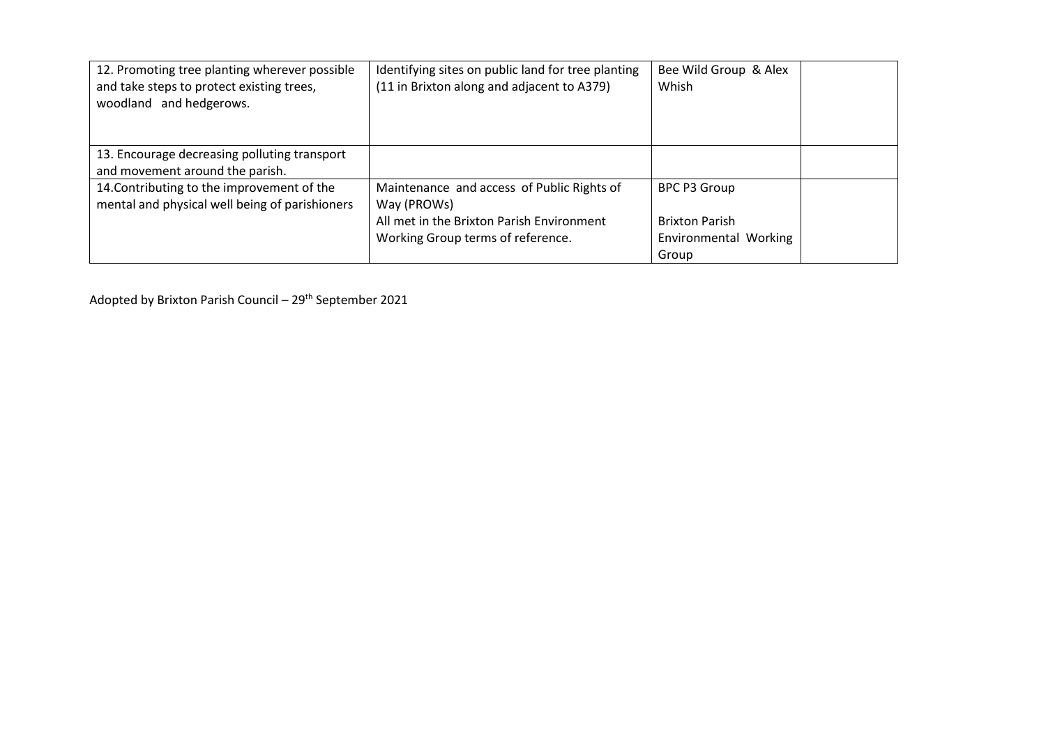| | | | |
|---|---|---|---|
| 12. Promoting tree planting wherever possible and take steps to protect existing trees, woodland and hedgerows. | Identifying sites on public land for tree planting (11 in Brixton along and adjacent to A379) | Bee Wild Group & Alex Whish | |
| 13. Encourage decreasing polluting transport and movement around the parish. | | | |
| 14.Contributing to the improvement of the mental and physical well being of parishioners | Maintenance and access of Public Rights of Way (PROWs)<br>All met in the Brixton Parish Environment Working Group terms of reference. | BPC P3 Group<br><br>Brixton Parish Environmental Working Group | |

Adopted by Brixton Parish Council – 29th September 2021